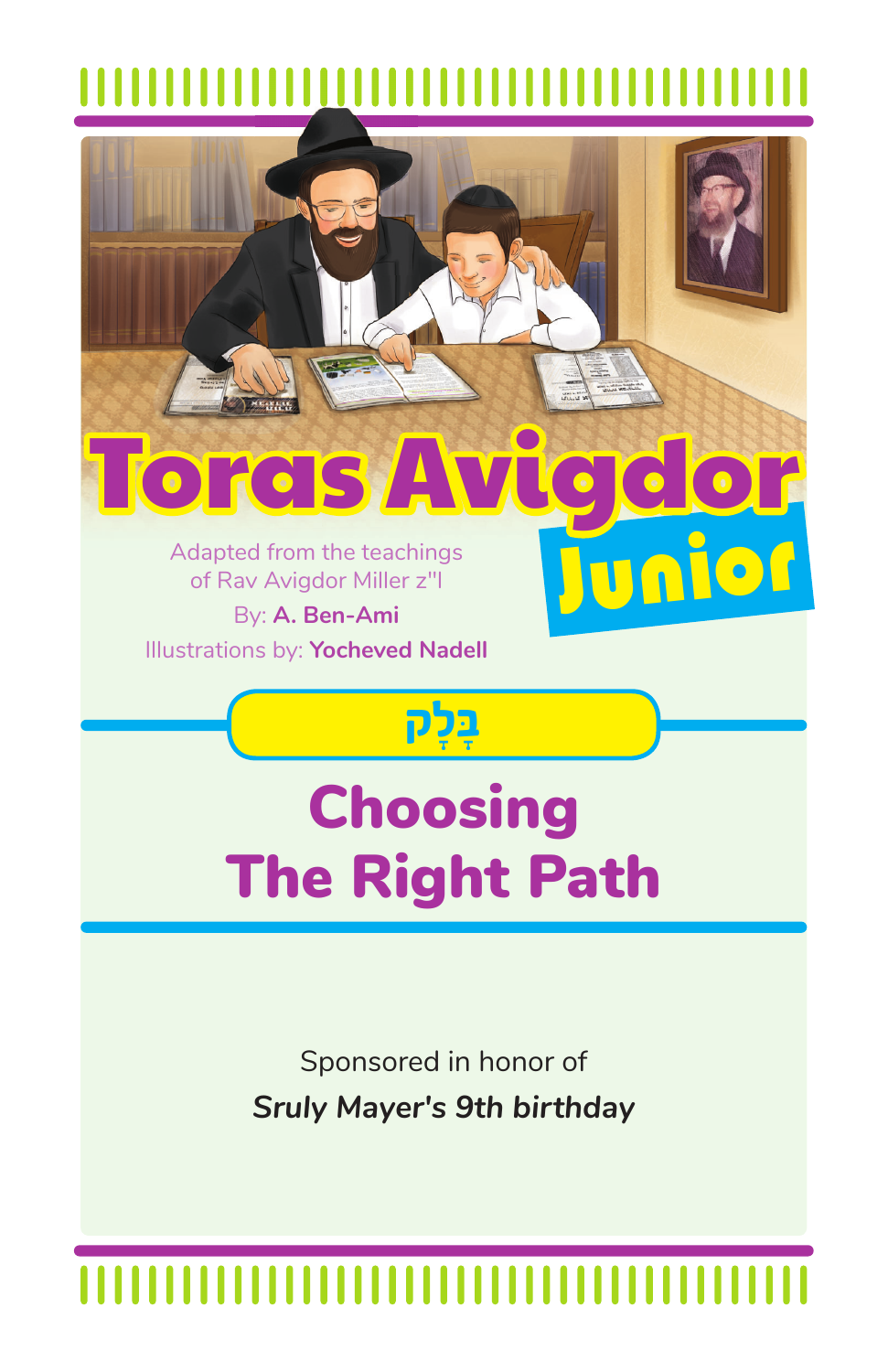# Toras Avigdor Junior

Adapted from the teachings of Rav Avigdor Miller z"l

By: **A. Ben-Ami**

Illustrations by: **Yocheved Nadell**

## בָּלָק

## Choosing The Right Path

Sponsored in honor of

***Sruly Mayer's 9th birthday***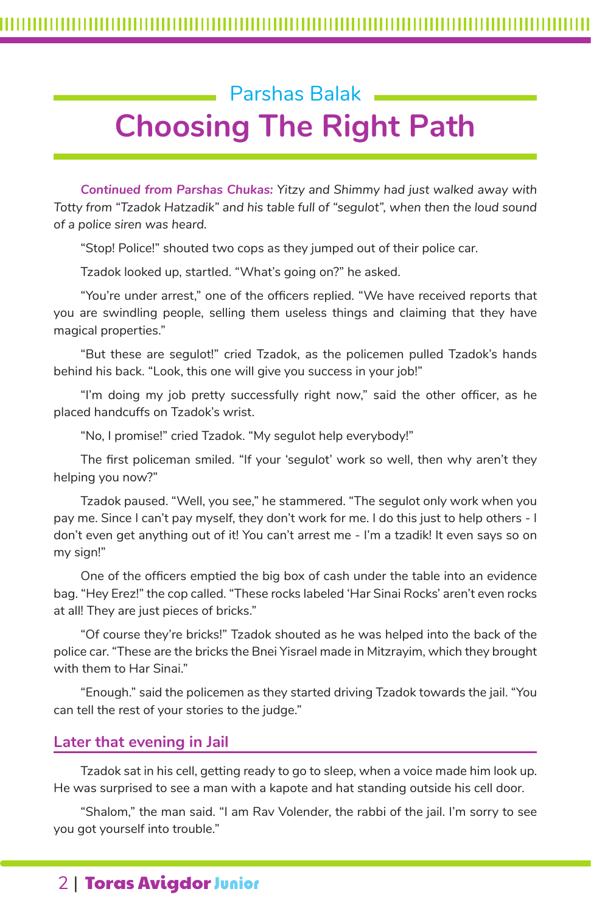## Parshas Balak

# Choosing The Right Path

***Continued from Parshas Chukas:** Yitzy and Shimmy had just walked away with Totty from "Tzadok Hatzadik" and his table full of "segulot", when then the loud sound of a police siren was heard.*

"Stop! Police!" shouted two cops as they jumped out of their police car.

Tzadok looked up, startled. "What's going on?" he asked.

"You're under arrest," one of the officers replied. "We have received reports that you are swindling people, selling them useless things and claiming that they have magical properties."

"But these are segulot!" cried Tzadok, as the policemen pulled Tzadok's hands behind his back. "Look, this one will give you success in your job!"

"I'm doing my job pretty successfully right now," said the other officer, as he placed handcuffs on Tzadok's wrist.

"No, I promise!" cried Tzadok. "My segulot help everybody!"

The first policeman smiled. "If your 'segulot' work so well, then why aren't they helping you now?"

Tzadok paused. "Well, you see," he stammered. "The segulot only work when you pay me. Since I can't pay myself, they don't work for me. I do this just to help others - I don't even get anything out of it! You can't arrest me - I'm a tzadik! It even says so on my sign!"

One of the officers emptied the big box of cash under the table into an evidence bag. "Hey Erez!" the cop called. "These rocks labeled 'Har Sinai Rocks' aren't even rocks at all! They are just pieces of bricks."

"Of course they're bricks!" Tzadok shouted as he was helped into the back of the police car. "These are the bricks the Bnei Yisrael made in Mitzrayim, which they brought with them to Har Sinai."

"Enough." said the policemen as they started driving Tzadok towards the jail. "You can tell the rest of your stories to the judge."

### Later that evening in Jail

Tzadok sat in his cell, getting ready to go to sleep, when a voice made him look up. He was surprised to see a man with a kapote and hat standing outside his cell door.

"Shalom," the man said. "I am Rav Volender, the rabbi of the jail. I'm sorry to see you got yourself into trouble."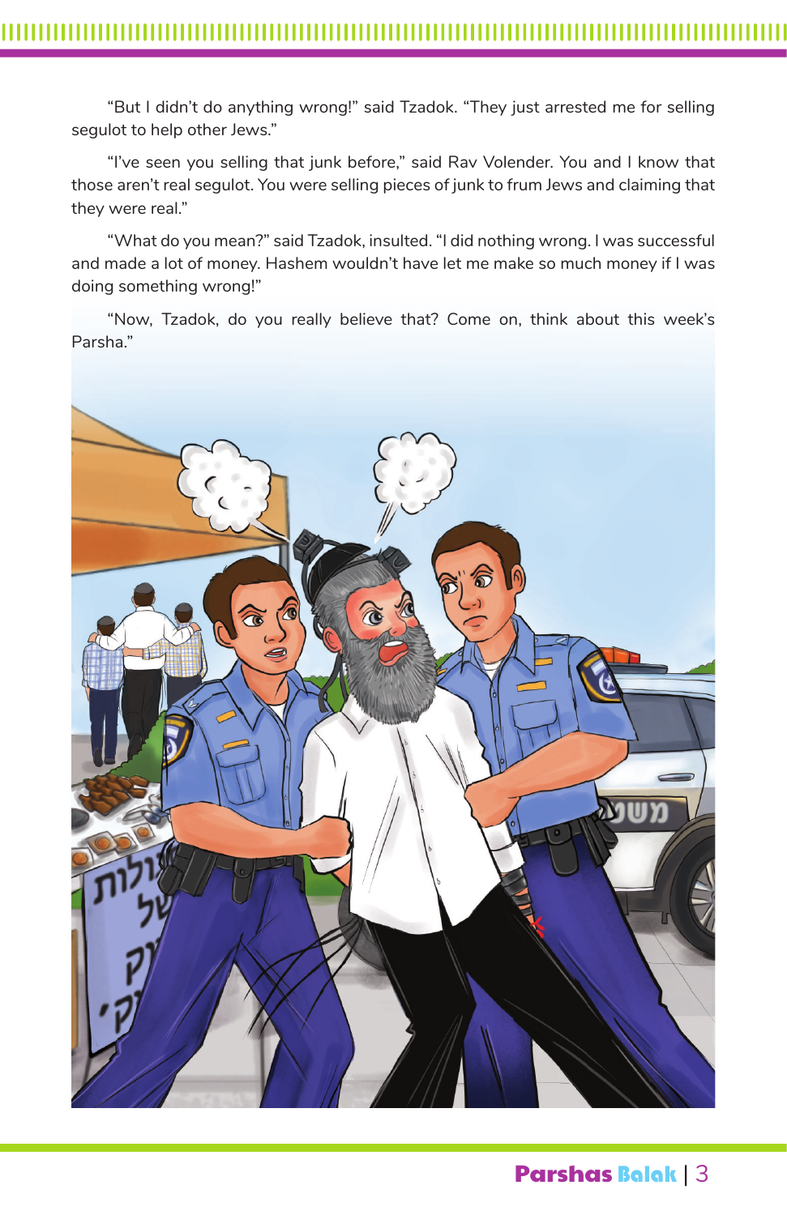"But I didn't do anything wrong!" said Tzadok. "They just arrested me for selling segulot to help other Jews."

"I've seen you selling that junk before," said Rav Volender. You and I know that those aren't real segulot. You were selling pieces of junk to frum Jews and claiming that they were real."

"What do you mean?" said Tzadok, insulted. "I did nothing wrong. I was successful and made a lot of money. Hashem wouldn't have let me make so much money if I was doing something wrong!"

"Now, Tzadok, do you really believe that? Come on, think about this week's Parsha."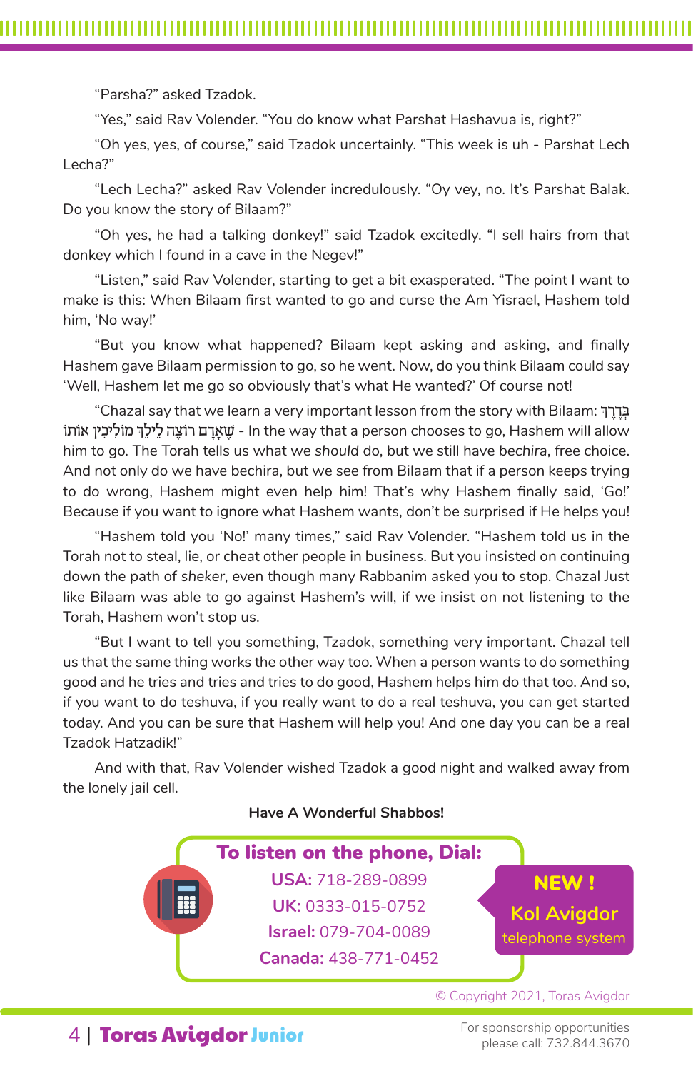"Parsha?" asked Tzadok.

"Yes," said Rav Volender. "You do know what Parshat Hashavua is, right?"

"Oh yes, yes, of course," said Tzadok uncertainly. "This week is uh - Parshat Lech Lecha?"

"Lech Lecha?" asked Rav Volender incredulously. "Oy vey, no. It's Parshat Balak. Do you know the story of Bilaam?"

"Oh yes, he had a talking donkey!" said Tzadok excitedly. "I sell hairs from that donkey which I found in a cave in the Negev!"

"Listen," said Rav Volender, starting to get a bit exasperated. "The point I want to make is this: When Bilaam first wanted to go and curse the Am Yisrael, Hashem told him, 'No way!'

"But you know what happened? Bilaam kept asking and asking, and finally Hashem gave Bilaam permission to go, so he went. Now, do you think Bilaam could say 'Well, Hashem let me go so obviously that's what He wanted?' Of course not!

"Chazal say that we learn a very important lesson from the story with Bilaam: בְּדֶרֶךְ שֶׁאָדָם רוֹצֶה לֵילֵךְ מוֹלִיכִין אוֹתוֹ - In the way that a person chooses to go, Hashem will allow him to go. The Torah tells us what we *should* do, but we still have *bechira*, free choice. And not only do we have bechira, but we see from Bilaam that if a person keeps trying to do wrong, Hashem might even help him! That's why Hashem finally said, 'Go!' Because if you want to ignore what Hashem wants, don't be surprised if He helps you!

"Hashem told you 'No!' many times," said Rav Volender. "Hashem told us in the Torah not to steal, lie, or cheat other people in business. But you insisted on continuing down the path of *sheker*, even though many Rabbanim asked you to stop. Chazal Just like Bilaam was able to go against Hashem's will, if we insist on not listening to the Torah, Hashem won't stop us.

"But I want to tell you something, Tzadok, something very important. Chazal tell us that the same thing works the other way too. When a person wants to do something good and he tries and tries and tries to do good, Hashem helps him do that too. And so, if you want to do teshuva, if you really want to do a real teshuva, you can get started today. And you can be sure that Hashem will help you! And one day you can be a real Tzadok Hatzadik!"

And with that, Rav Volender wished Tzadok a good night and walked away from the lonely jail cell.

**Have A Wonderful Shabbos!**

**To listen on the phone, Dial:**

**USA:** 718-289-0899

**UK:** 0333-015-0752

**Israel:** 079-704-0089

**Canada:** 438-771-0452

**NEW !**

**Kol Avigdor**

telephone system

© Copyright 2021, Toras Avigdor

For sponsorship opportunities please call: 732.844.3670